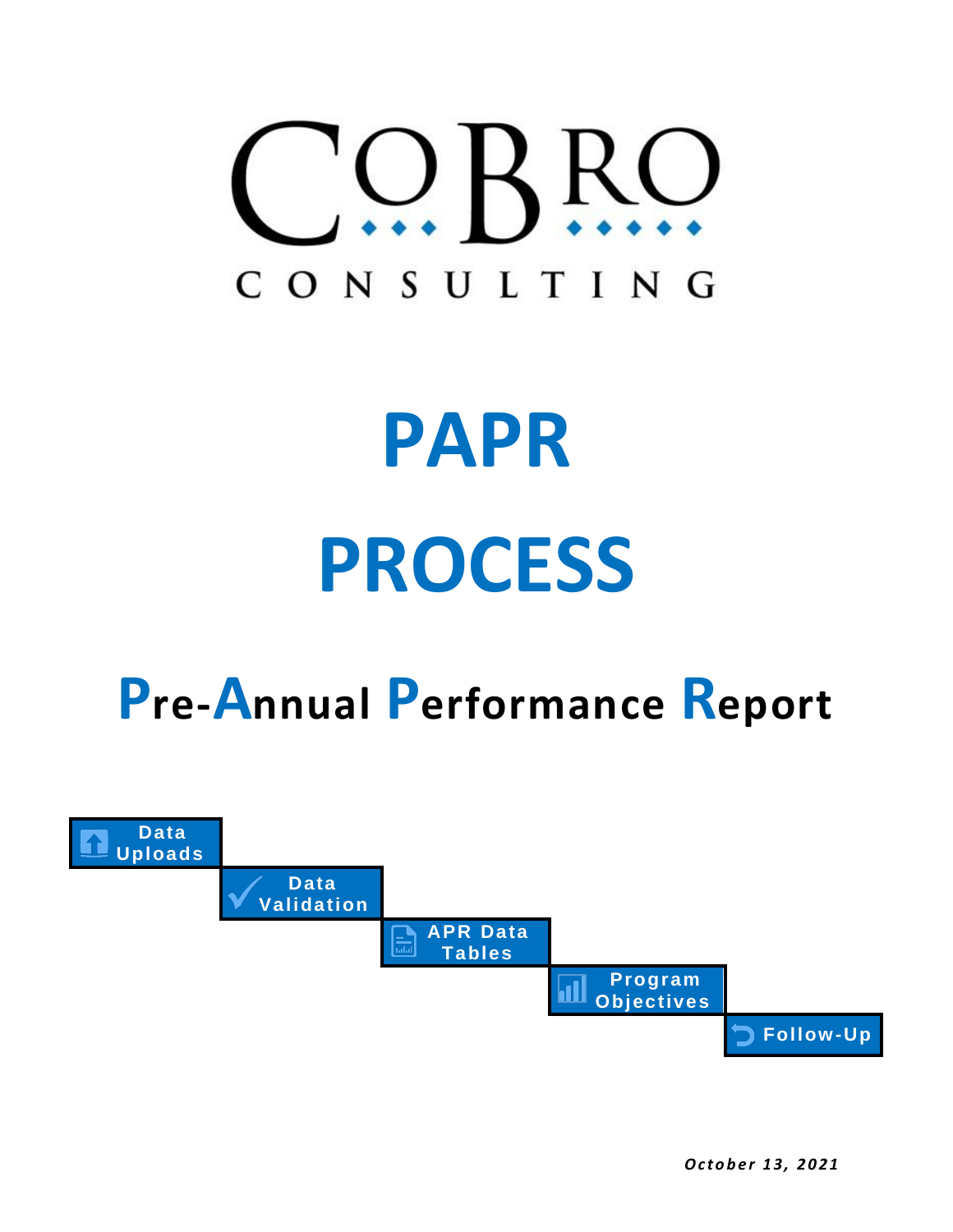COBRO

CONSULTING

# PAPR PROCESS

## Pre-Annual Performance Report

- Data Uploads
- Data Validation
- APR Data Tables
- Program Objectives
- Follow-Up

***October 13, 2021***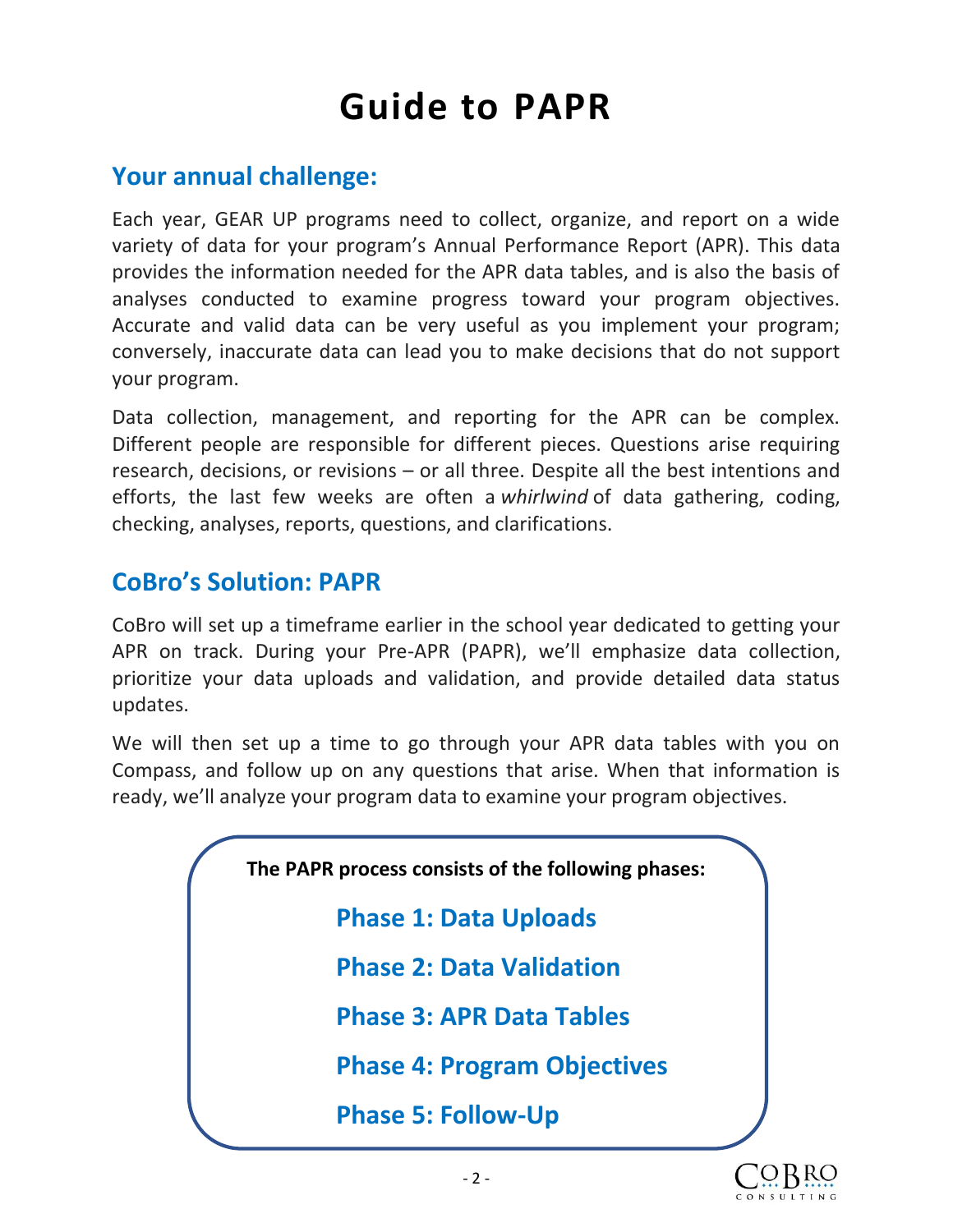# Guide to PAPR

## Your annual challenge:

Each year, GEAR UP programs need to collect, organize, and report on a wide variety of data for your program's Annual Performance Report (APR). This data provides the information needed for the APR data tables, and is also the basis of analyses conducted to examine progress toward your program objectives. Accurate and valid data can be very useful as you implement your program; conversely, inaccurate data can lead you to make decisions that do not support your program.

Data collection, management, and reporting for the APR can be complex. Different people are responsible for different pieces. Questions arise requiring research, decisions, or revisions – or all three. Despite all the best intentions and efforts, the last few weeks are often a *whirlwind* of data gathering, coding, checking, analyses, reports, questions, and clarifications.

## CoBro's Solution: PAPR

CoBro will set up a timeframe earlier in the school year dedicated to getting your APR on track. During your Pre-APR (PAPR), we'll emphasize data collection, prioritize your data uploads and validation, and provide detailed data status updates.

We will then set up a time to go through your APR data tables with you on Compass, and follow up on any questions that arise. When that information is ready, we'll analyze your program data to examine your program objectives.

**The PAPR process consists of the following phases:**

**Phase 1: Data Uploads**

**Phase 2: Data Validation**

**Phase 3: APR Data Tables**

**Phase 4: Program Objectives**

**Phase 5: Follow-Up**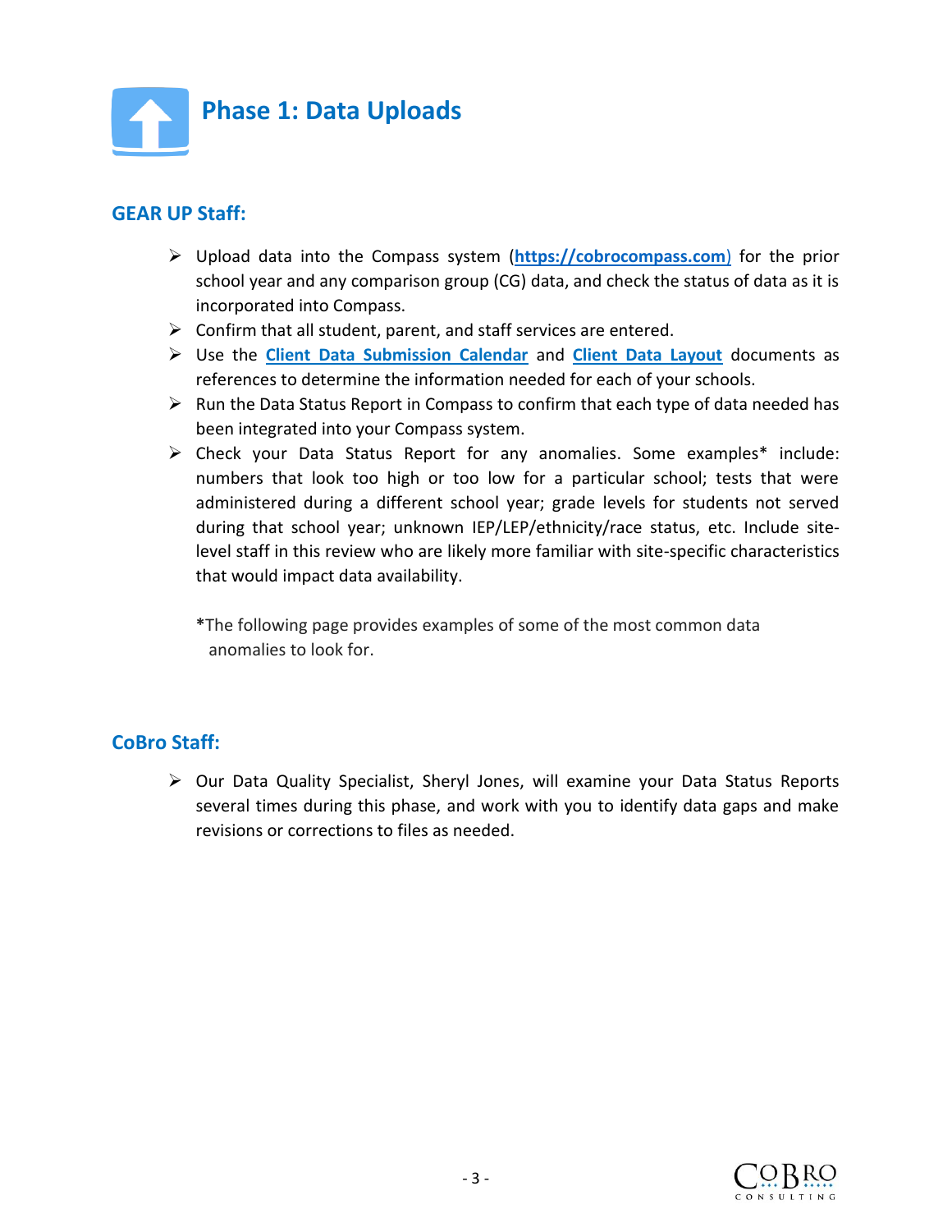# Phase 1: Data Uploads

## GEAR UP Staff:

- Upload data into the Compass system (**https://cobrocompass.com**) for the prior school year and any comparison group (CG) data, and check the status of data as it is incorporated into Compass.
- Confirm that all student, parent, and staff services are entered.
- Use the **Client Data Submission Calendar** and **Client Data Layout** documents as references to determine the information needed for each of your schools.
- Run the Data Status Report in Compass to confirm that each type of data needed has been integrated into your Compass system.
- Check your Data Status Report for any anomalies. Some examples* include: numbers that look too high or too low for a particular school; tests that were administered during a different school year; grade levels for students not served during that school year; unknown IEP/LEP/ethnicity/race status, etc. Include site-level staff in this review who are likely more familiar with site-specific characteristics that would impact data availability.

  ***The following page provides examples of some of the most common data anomalies to look for.**

## CoBro Staff:

- Our Data Quality Specialist, Sheryl Jones, will examine your Data Status Reports several times during this phase, and work with you to identify data gaps and make revisions or corrections to files as needed.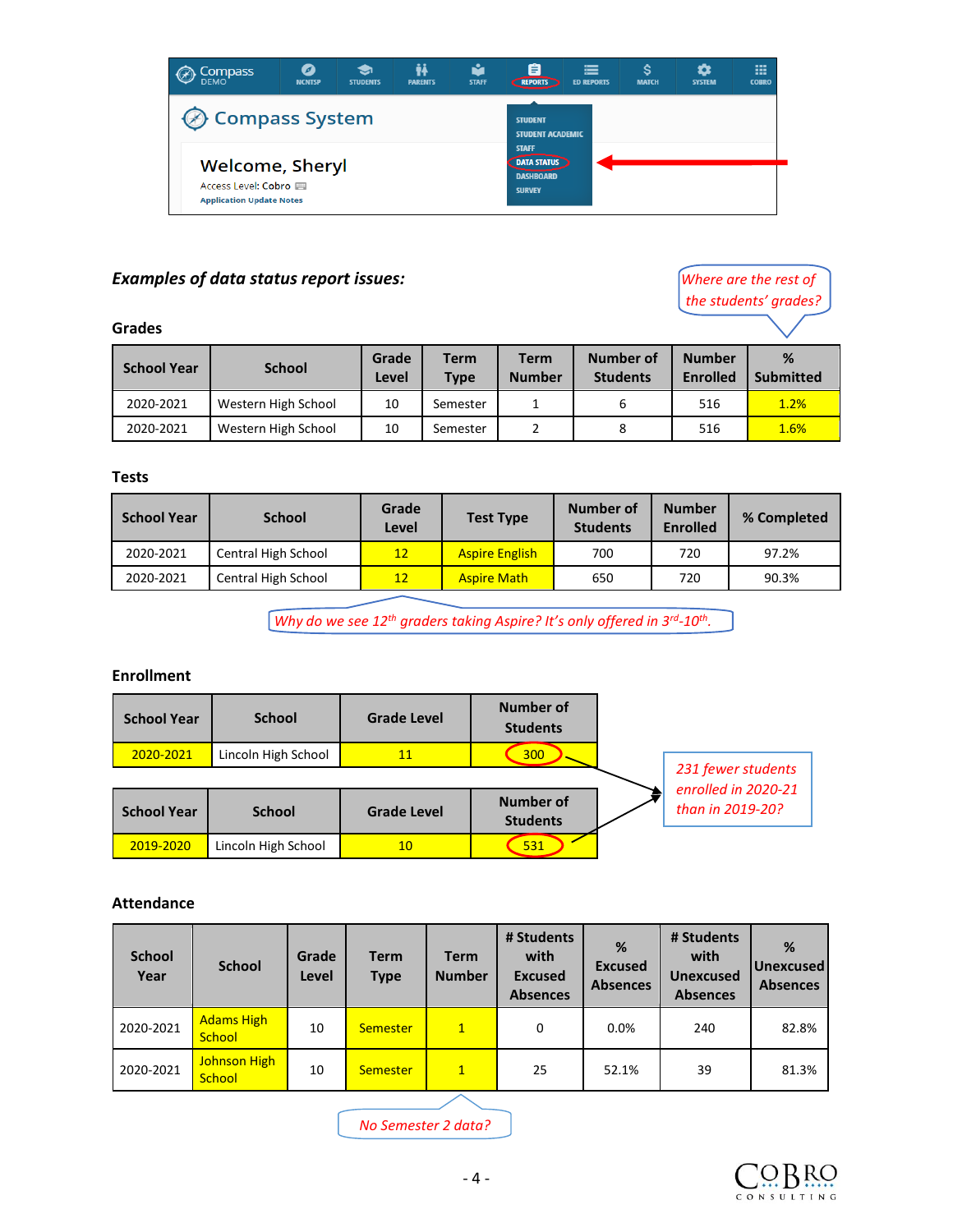Compass DEMO | NCNTSP | STUDENTS | PARENTS | STAFF | REPORTS | ED REPORTS | MATCH | SYSTEM | COBRO

## Compass System

Welcome, Sheryl

Access Level: Cobro

Application Update Notes

STUDENT
STUDENT ACADEMIC
STAFF
DATA STATUS
DASHBOARD
SURVEY

### *Examples of data status report issues:*

*Where are the rest of the students' grades?*

**Grades**

| School Year | School | Grade Level | Term Type | Term Number | Number of Students | Number Enrolled | % Submitted |
|---|---|---|---|---|---|---|---|
| 2020-2021 | Western High School | 10 | Semester | 1 | 6 | 516 | 1.2% |
| 2020-2021 | Western High School | 10 | Semester | 2 | 8 | 516 | 1.6% |

**Tests**

| School Year | School | Grade Level | Test Type | Number of Students | Number Enrolled | % Completed |
|---|---|---|---|---|---|---|
| 2020-2021 | Central High School | 12 | Aspire English | 700 | 720 | 97.2% |
| 2020-2021 | Central High School | 12 | Aspire Math | 650 | 720 | 90.3% |

*Why do we see 12th graders taking Aspire? It's only offered in 3rd-10th.*

**Enrollment**

| School Year | School | Grade Level | Number of Students |
|---|---|---|---|
| 2020-2021 | Lincoln High School | 11 | 300 |

| School Year | School | Grade Level | Number of Students |
|---|---|---|---|
| 2019-2020 | Lincoln High School | 10 | 531 |

*231 fewer students enrolled in 2020-21 than in 2019-20?*

**Attendance**

| School Year | School | Grade Level | Term Type | Term Number | # Students with Excused Absences | % Excused Absences | # Students with Unexcused Absences | % Unexcused Absences |
|---|---|---|---|---|---|---|---|---|
| 2020-2021 | Adams High School | 10 | Semester | 1 | 0 | 0.0% | 240 | 82.8% |
| 2020-2021 | Johnson High School | 10 | Semester | 1 | 25 | 52.1% | 39 | 81.3% |

*No Semester 2 data?*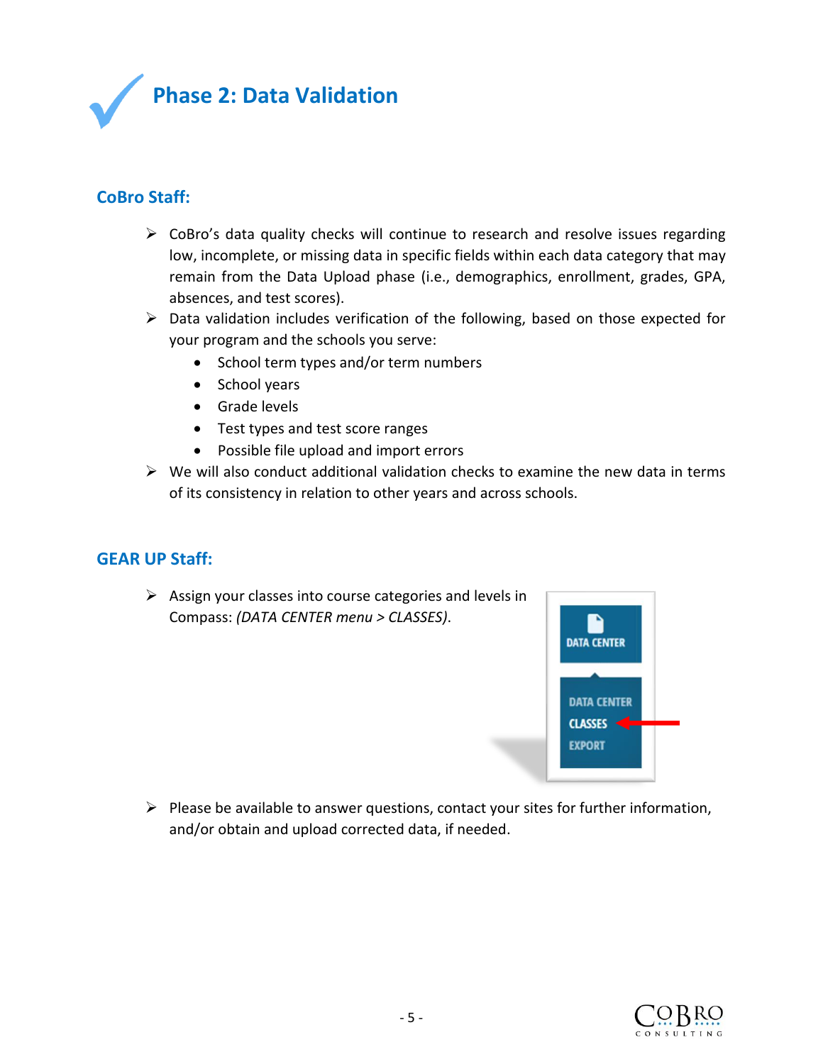# Phase 2: Data Validation

## CoBro Staff:

- CoBro's data quality checks will continue to research and resolve issues regarding low, incomplete, or missing data in specific fields within each data category that may remain from the Data Upload phase (i.e., demographics, enrollment, grades, GPA, absences, and test scores).
- Data validation includes verification of the following, based on those expected for your program and the schools you serve:
  - School term types and/or term numbers
  - School years
  - Grade levels
  - Test types and test score ranges
  - Possible file upload and import errors
- We will also conduct additional validation checks to examine the new data in terms of its consistency in relation to other years and across schools.

## GEAR UP Staff:

- Assign your classes into course categories and levels in Compass: *(DATA CENTER menu > CLASSES)*.
- Please be available to answer questions, contact your sites for further information, and/or obtain and upload corrected data, if needed.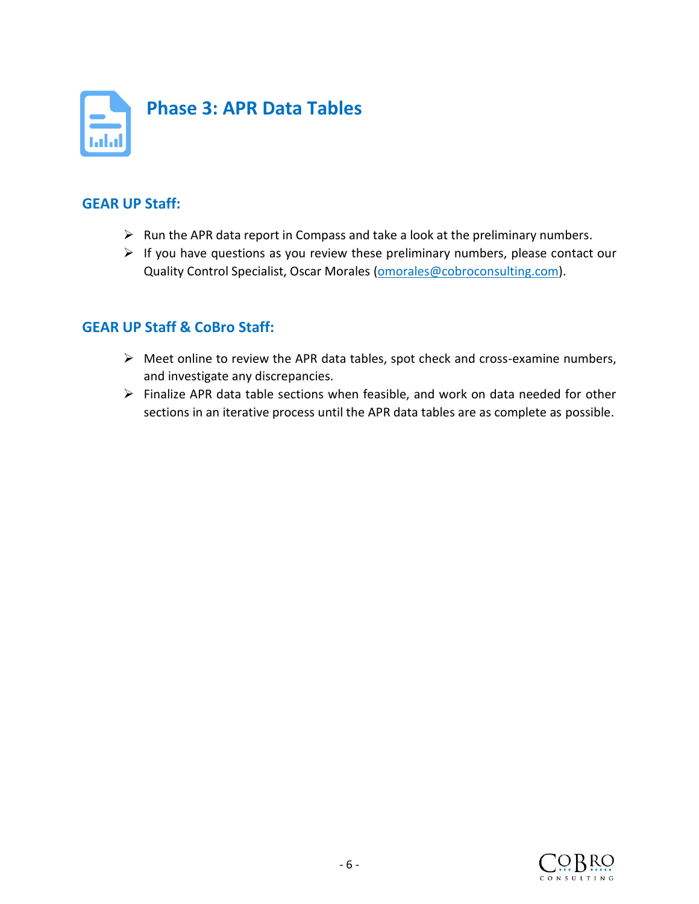# Phase 3: APR Data Tables

## GEAR UP Staff:

- Run the APR data report in Compass and take a look at the preliminary numbers.
- If you have questions as you review these preliminary numbers, please contact our Quality Control Specialist, Oscar Morales (omorales@cobroconsulting.com).

## GEAR UP Staff & CoBro Staff:

- Meet online to review the APR data tables, spot check and cross-examine numbers, and investigate any discrepancies.
- Finalize APR data table sections when feasible, and work on data needed for other sections in an iterative process until the APR data tables are as complete as possible.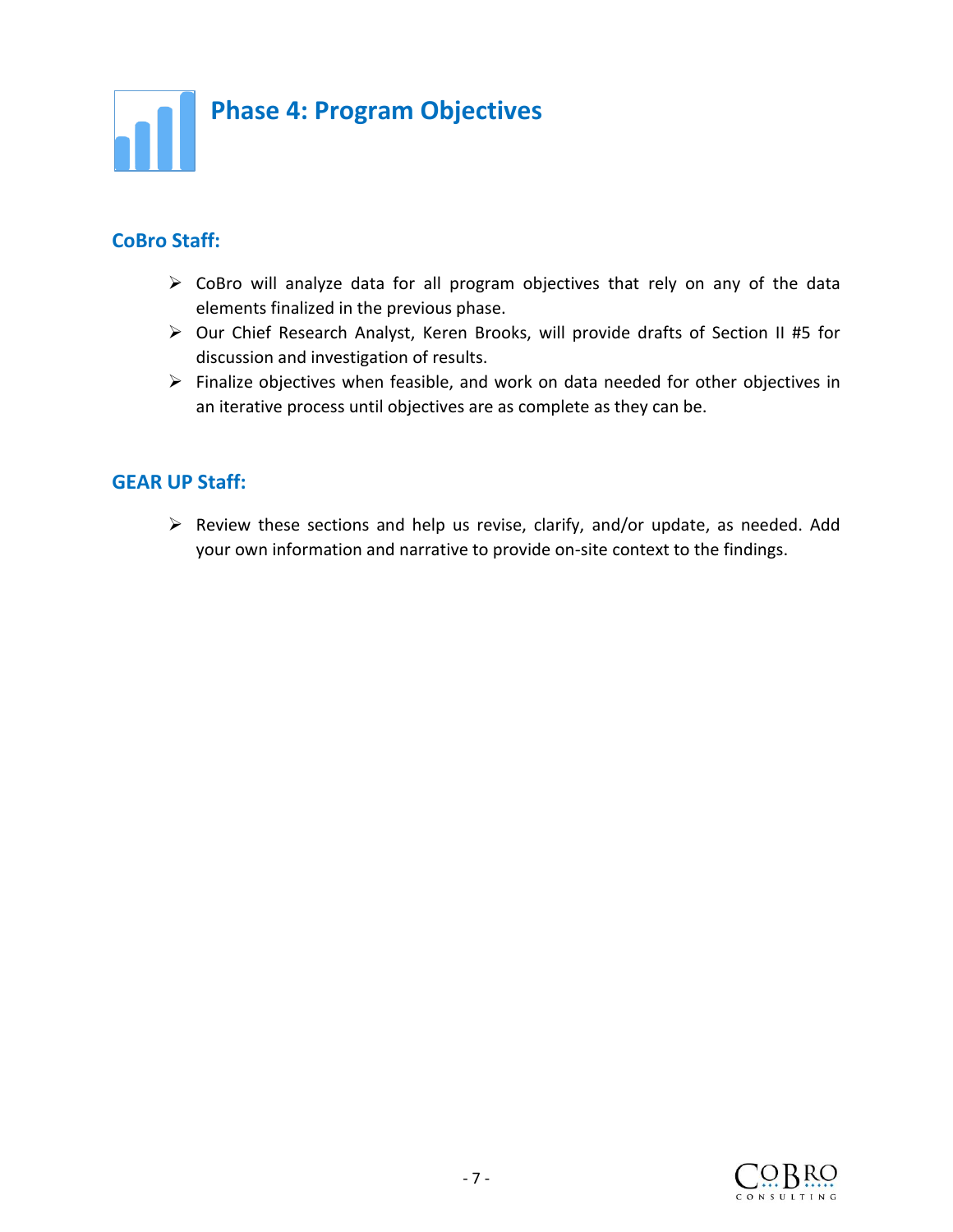# Phase 4: Program Objectives

## CoBro Staff:

- CoBro will analyze data for all program objectives that rely on any of the data elements finalized in the previous phase.
- Our Chief Research Analyst, Keren Brooks, will provide drafts of Section II #5 for discussion and investigation of results.
- Finalize objectives when feasible, and work on data needed for other objectives in an iterative process until objectives are as complete as they can be.

## GEAR UP Staff:

- Review these sections and help us revise, clarify, and/or update, as needed. Add your own information and narrative to provide on-site context to the findings.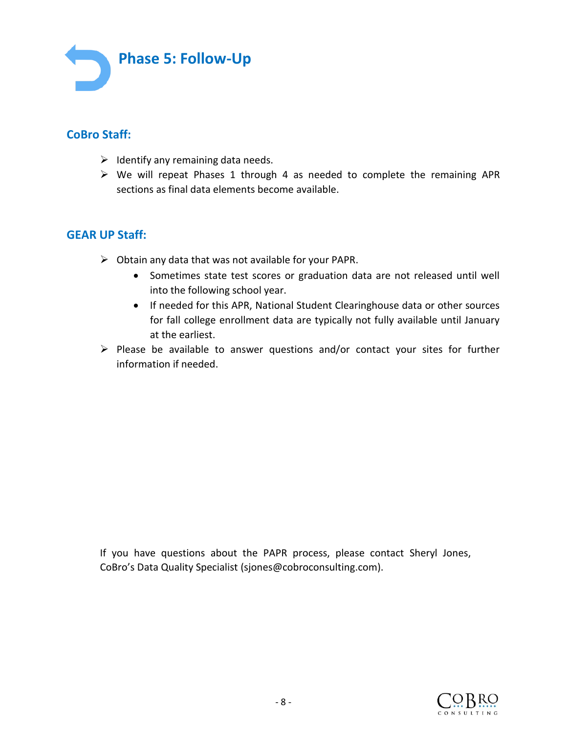# Phase 5: Follow-Up

## CoBro Staff:

- Identify any remaining data needs.
- We will repeat Phases 1 through 4 as needed to complete the remaining APR sections as final data elements become available.

## GEAR UP Staff:

- Obtain any data that was not available for your PAPR.
  - Sometimes state test scores or graduation data are not released until well into the following school year.
  - If needed for this APR, National Student Clearinghouse data or other sources for fall college enrollment data are typically not fully available until January at the earliest.
- Please be available to answer questions and/or contact your sites for further information if needed.

If you have questions about the PAPR process, please contact Sheryl Jones, CoBro's Data Quality Specialist (sjones@cobroconsulting.com).